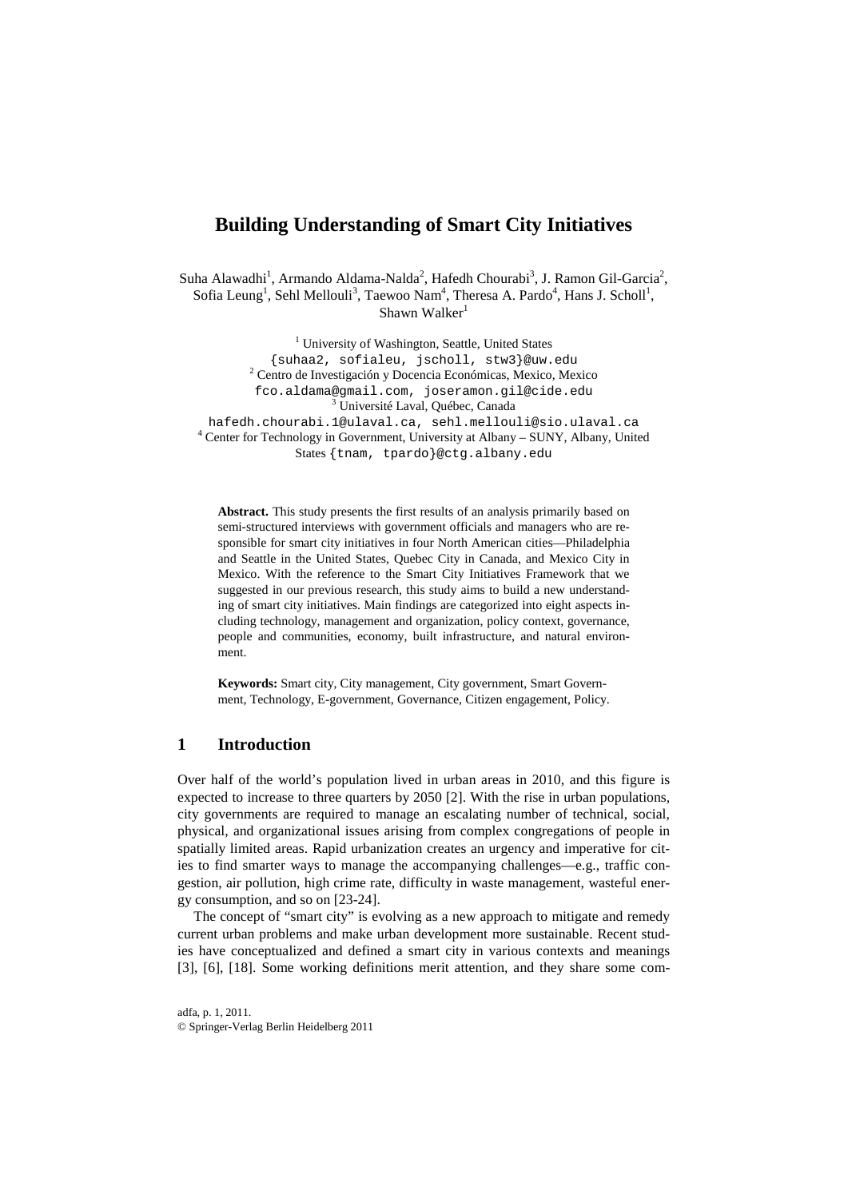# Building Understanding of Smart City Initiatives

Suha Alawadhi[1], Armando Aldama-Nalda[2], Hafedh Chourabi[3], J. Ramon Gil-Garcia[2], Sofia Leung[1], Sehl Mellouli[3], Taewoo Nam[4], Theresa A. Pardo[4], Hans J. Scholl[1], Shawn Walker[1]

[1] University of Washington, Seattle, United States
{suhaa2, sofialeu, jscholl, stw3}@uw.edu
[2] Centro de Investigación y Docencia Económicas, Mexico, Mexico
fco.aldama@gmail.com, joseramon.gil@cide.edu
[3] Université Laval, Québec, Canada
hafedh.chourabi.1@ulaval.ca, sehl.mellouli@sio.ulaval.ca
[4] Center for Technology in Government, University at Albany – SUNY, Albany, United States {tnam, tpardo}@ctg.albany.edu

**Abstract.** This study presents the first results of an analysis primarily based on semi-structured interviews with government officials and managers who are responsible for smart city initiatives in four North American cities—Philadelphia and Seattle in the United States, Quebec City in Canada, and Mexico City in Mexico. With the reference to the Smart City Initiatives Framework that we suggested in our previous research, this study aims to build a new understanding of smart city initiatives. Main findings are categorized into eight aspects including technology, management and organization, policy context, governance, people and communities, economy, built infrastructure, and natural environment.

**Keywords:** Smart city, City management, City government, Smart Government, Technology, E-government, Governance, Citizen engagement, Policy.

## 1 Introduction

Over half of the world's population lived in urban areas in 2010, and this figure is expected to increase to three quarters by 2050 [2]. With the rise in urban populations, city governments are required to manage an escalating number of technical, social, physical, and organizational issues arising from complex congregations of people in spatially limited areas. Rapid urbanization creates an urgency and imperative for cities to find smarter ways to manage the accompanying challenges—e.g., traffic congestion, air pollution, high crime rate, difficulty in waste management, wasteful energy consumption, and so on [23-24].

The concept of "smart city" is evolving as a new approach to mitigate and remedy current urban problems and make urban development more sustainable. Recent studies have conceptualized and defined a smart city in various contexts and meanings [3], [6], [18]. Some working definitions merit attention, and they share some com-

adfa, p. 1, 2011.
© Springer-Verlag Berlin Heidelberg 2011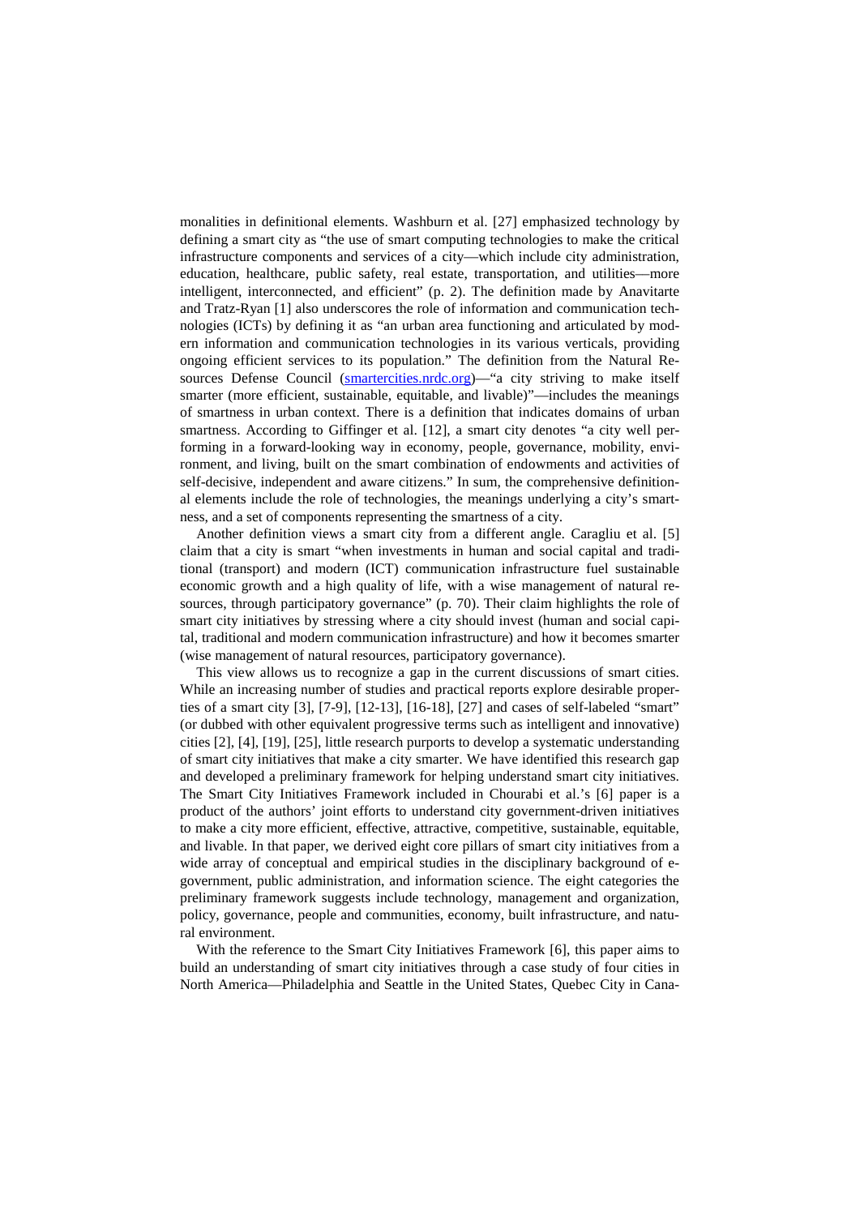monalities in definitional elements. Washburn et al. [27] emphasized technology by defining a smart city as "the use of smart computing technologies to make the critical infrastructure components and services of a city—which include city administration, education, healthcare, public safety, real estate, transportation, and utilities—more intelligent, interconnected, and efficient" (p. 2). The definition made by Anavitarte and Tratz-Ryan [1] also underscores the role of information and communication technologies (ICTs) by defining it as "an urban area functioning and articulated by modern information and communication technologies in its various verticals, providing ongoing efficient services to its population." The definition from the Natural Resources Defense Council (smartercities.nrdc.org)—"a city striving to make itself smarter (more efficient, sustainable, equitable, and livable)"—includes the meanings of smartness in urban context. There is a definition that indicates domains of urban smartness. According to Giffinger et al. [12], a smart city denotes "a city well performing in a forward-looking way in economy, people, governance, mobility, environment, and living, built on the smart combination of endowments and activities of self-decisive, independent and aware citizens." In sum, the comprehensive definitional elements include the role of technologies, the meanings underlying a city's smartness, and a set of components representing the smartness of a city.

Another definition views a smart city from a different angle. Caragliu et al. [5] claim that a city is smart "when investments in human and social capital and traditional (transport) and modern (ICT) communication infrastructure fuel sustainable economic growth and a high quality of life, with a wise management of natural resources, through participatory governance" (p. 70). Their claim highlights the role of smart city initiatives by stressing where a city should invest (human and social capital, traditional and modern communication infrastructure) and how it becomes smarter (wise management of natural resources, participatory governance).

This view allows us to recognize a gap in the current discussions of smart cities. While an increasing number of studies and practical reports explore desirable properties of a smart city [3], [7-9], [12-13], [16-18], [27] and cases of self-labeled "smart" (or dubbed with other equivalent progressive terms such as intelligent and innovative) cities [2], [4], [19], [25], little research purports to develop a systematic understanding of smart city initiatives that make a city smarter. We have identified this research gap and developed a preliminary framework for helping understand smart city initiatives. The Smart City Initiatives Framework included in Chourabi et al.'s [6] paper is a product of the authors' joint efforts to understand city government-driven initiatives to make a city more efficient, effective, attractive, competitive, sustainable, equitable, and livable. In that paper, we derived eight core pillars of smart city initiatives from a wide array of conceptual and empirical studies in the disciplinary background of e-government, public administration, and information science. The eight categories the preliminary framework suggests include technology, management and organization, policy, governance, people and communities, economy, built infrastructure, and natural environment.

With the reference to the Smart City Initiatives Framework [6], this paper aims to build an understanding of smart city initiatives through a case study of four cities in North America—Philadelphia and Seattle in the United States, Quebec City in Cana-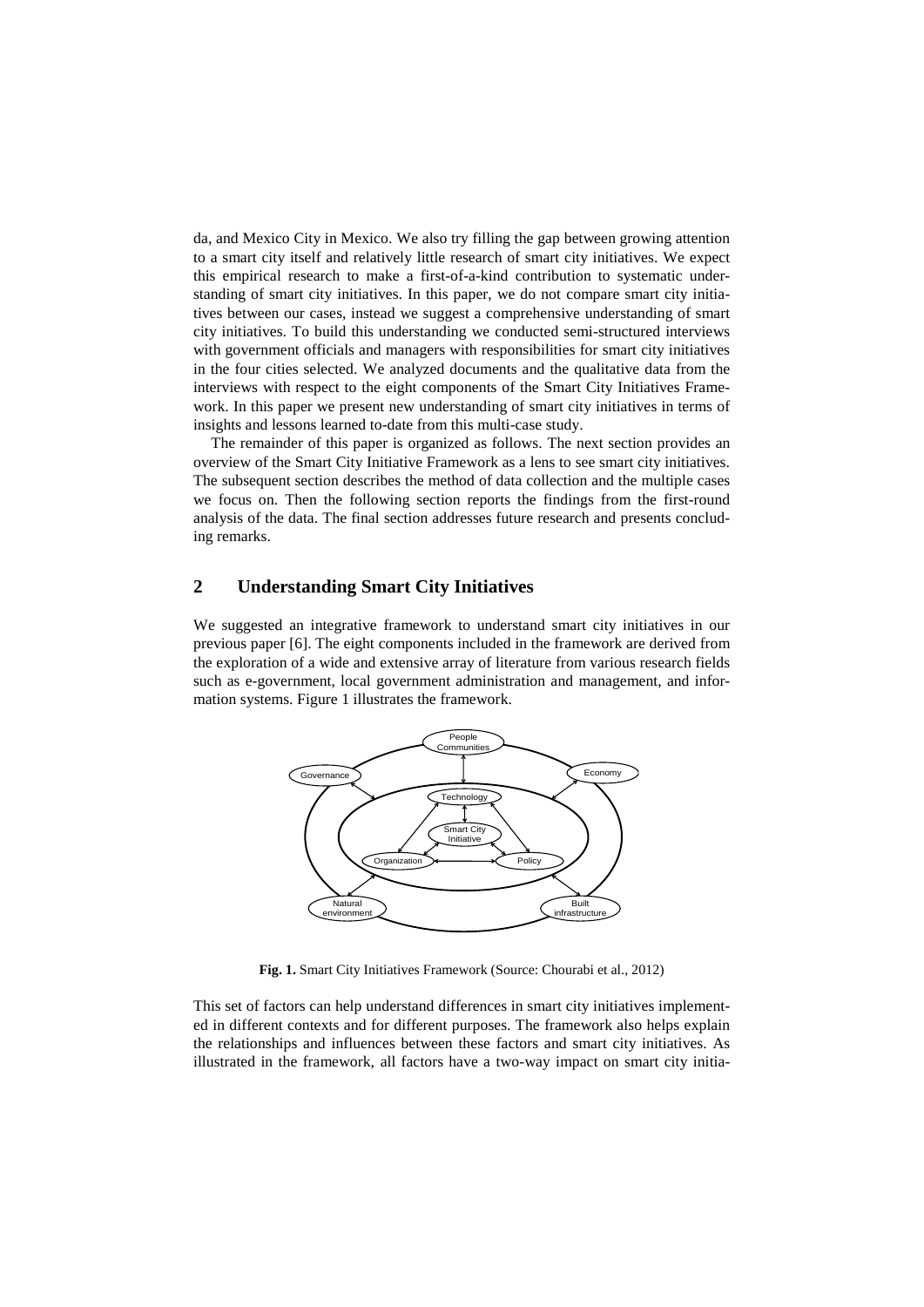da, and Mexico City in Mexico. We also try filling the gap between growing attention to a smart city itself and relatively little research of smart city initiatives. We expect this empirical research to make a first-of-a-kind contribution to systematic understanding of smart city initiatives. In this paper, we do not compare smart city initiatives between our cases, instead we suggest a comprehensive understanding of smart city initiatives. To build this understanding we conducted semi-structured interviews with government officials and managers with responsibilities for smart city initiatives in the four cities selected. We analyzed documents and the qualitative data from the interviews with respect to the eight components of the Smart City Initiatives Framework. In this paper we present new understanding of smart city initiatives in terms of insights and lessons learned to-date from this multi-case study.

The remainder of this paper is organized as follows. The next section provides an overview of the Smart City Initiative Framework as a lens to see smart city initiatives. The subsequent section describes the method of data collection and the multiple cases we focus on. Then the following section reports the findings from the first-round analysis of the data. The final section addresses future research and presents concluding remarks.

## 2 Understanding Smart City Initiatives

We suggested an integrative framework to understand smart city initiatives in our previous paper [6]. The eight components included in the framework are derived from the exploration of a wide and extensive array of literature from various research fields such as e-government, local government administration and management, and information systems. Figure 1 illustrates the framework.

People Communities

Governance

Economy

Technology

Smart City Initiative

Organization

Policy

Natural environment

Built infrastructure

**Fig. 1.** Smart City Initiatives Framework (Source: Chourabi et al., 2012)

This set of factors can help understand differences in smart city initiatives implemented in different contexts and for different purposes. The framework also helps explain the relationships and influences between these factors and smart city initiatives. As illustrated in the framework, all factors have a two-way impact on smart city initia-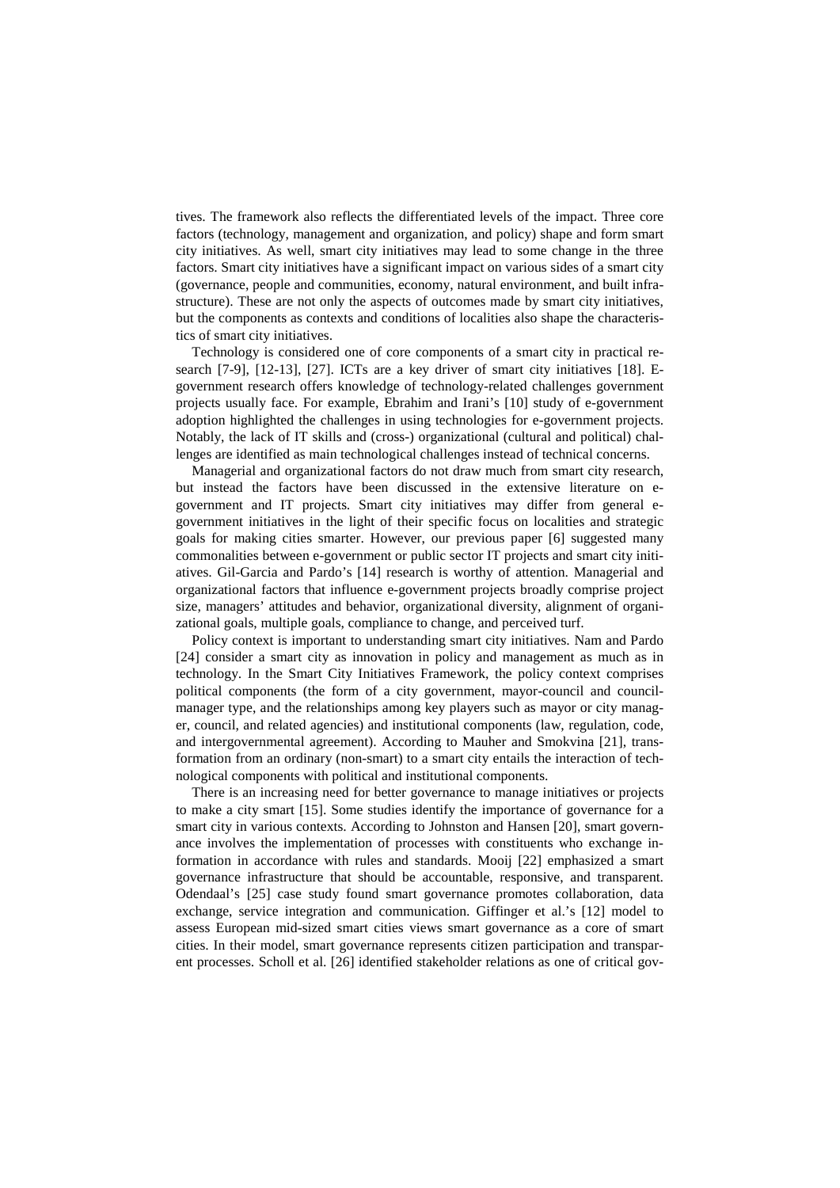tives. The framework also reflects the differentiated levels of the impact. Three core factors (technology, management and organization, and policy) shape and form smart city initiatives. As well, smart city initiatives may lead to some change in the three factors. Smart city initiatives have a significant impact on various sides of a smart city (governance, people and communities, economy, natural environment, and built infrastructure). These are not only the aspects of outcomes made by smart city initiatives, but the components as contexts and conditions of localities also shape the characteristics of smart city initiatives.

Technology is considered one of core components of a smart city in practical research [7-9], [12-13], [27]. ICTs are a key driver of smart city initiatives [18]. E-government research offers knowledge of technology-related challenges government projects usually face. For example, Ebrahim and Irani's [10] study of e-government adoption highlighted the challenges in using technologies for e-government projects. Notably, the lack of IT skills and (cross-) organizational (cultural and political) challenges are identified as main technological challenges instead of technical concerns.

Managerial and organizational factors do not draw much from smart city research, but instead the factors have been discussed in the extensive literature on e-government and IT projects. Smart city initiatives may differ from general e-government initiatives in the light of their specific focus on localities and strategic goals for making cities smarter. However, our previous paper [6] suggested many commonalities between e-government or public sector IT projects and smart city initiatives. Gil-Garcia and Pardo's [14] research is worthy of attention. Managerial and organizational factors that influence e-government projects broadly comprise project size, managers' attitudes and behavior, organizational diversity, alignment of organizational goals, multiple goals, compliance to change, and perceived turf.

Policy context is important to understanding smart city initiatives. Nam and Pardo [24] consider a smart city as innovation in policy and management as much as in technology. In the Smart City Initiatives Framework, the policy context comprises political components (the form of a city government, mayor-council and council-manager type, and the relationships among key players such as mayor or city manager, council, and related agencies) and institutional components (law, regulation, code, and intergovernmental agreement). According to Mauher and Smokvina [21], transformation from an ordinary (non-smart) to a smart city entails the interaction of technological components with political and institutional components.

There is an increasing need for better governance to manage initiatives or projects to make a city smart [15]. Some studies identify the importance of governance for a smart city in various contexts. According to Johnston and Hansen [20], smart governance involves the implementation of processes with constituents who exchange information in accordance with rules and standards. Mooij [22] emphasized a smart governance infrastructure that should be accountable, responsive, and transparent. Odendaal's [25] case study found smart governance promotes collaboration, data exchange, service integration and communication. Giffinger et al.'s [12] model to assess European mid-sized smart cities views smart governance as a core of smart cities. In their model, smart governance represents citizen participation and transparent processes. Scholl et al. [26] identified stakeholder relations as one of critical gov-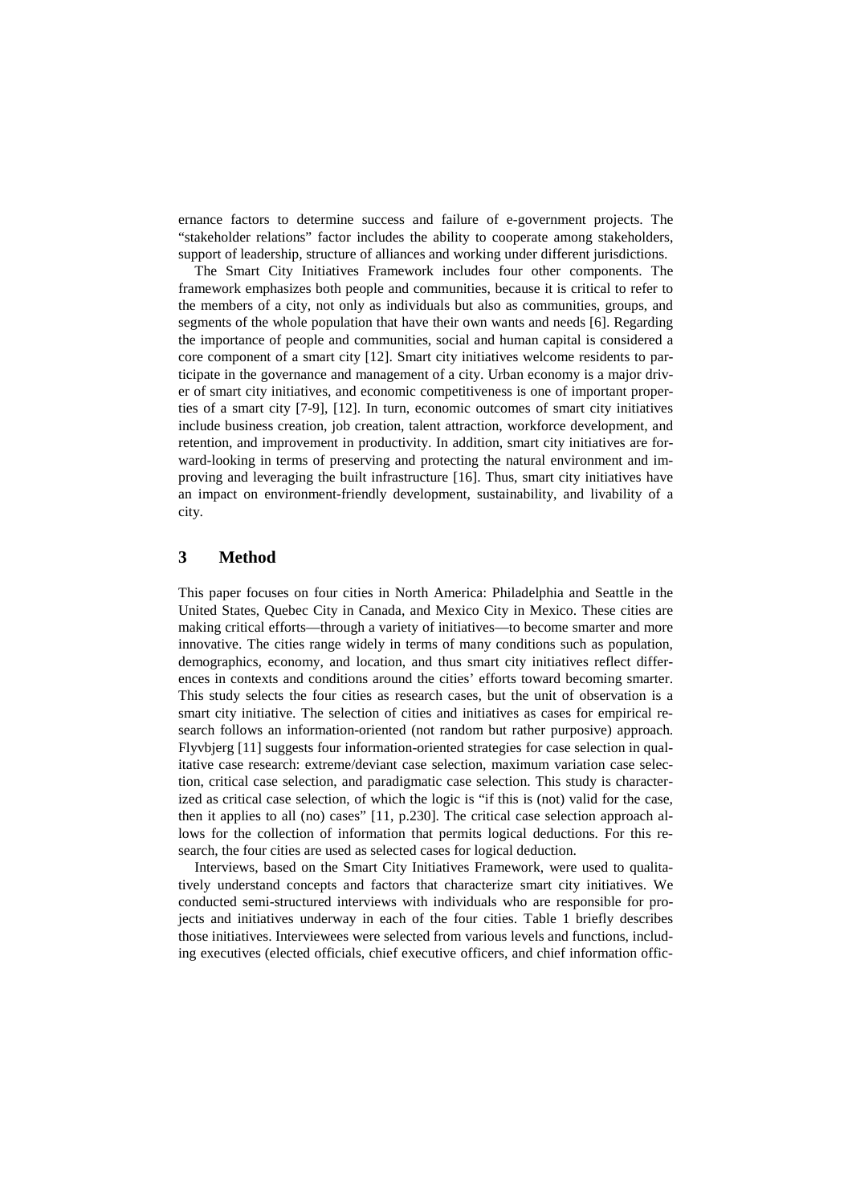ernance factors to determine success and failure of e-government projects. The "stakeholder relations" factor includes the ability to cooperate among stakeholders, support of leadership, structure of alliances and working under different jurisdictions.

The Smart City Initiatives Framework includes four other components. The framework emphasizes both people and communities, because it is critical to refer to the members of a city, not only as individuals but also as communities, groups, and segments of the whole population that have their own wants and needs [6]. Regarding the importance of people and communities, social and human capital is considered a core component of a smart city [12]. Smart city initiatives welcome residents to participate in the governance and management of a city. Urban economy is a major driver of smart city initiatives, and economic competitiveness is one of important properties of a smart city [7-9], [12]. In turn, economic outcomes of smart city initiatives include business creation, job creation, talent attraction, workforce development, and retention, and improvement in productivity. In addition, smart city initiatives are forward-looking in terms of preserving and protecting the natural environment and improving and leveraging the built infrastructure [16]. Thus, smart city initiatives have an impact on environment-friendly development, sustainability, and livability of a city.

## 3 Method

This paper focuses on four cities in North America: Philadelphia and Seattle in the United States, Quebec City in Canada, and Mexico City in Mexico. These cities are making critical efforts—through a variety of initiatives—to become smarter and more innovative. The cities range widely in terms of many conditions such as population, demographics, economy, and location, and thus smart city initiatives reflect differences in contexts and conditions around the cities' efforts toward becoming smarter. This study selects the four cities as research cases, but the unit of observation is a smart city initiative. The selection of cities and initiatives as cases for empirical research follows an information-oriented (not random but rather purposive) approach. Flyvbjerg [11] suggests four information-oriented strategies for case selection in qualitative case research: extreme/deviant case selection, maximum variation case selection, critical case selection, and paradigmatic case selection. This study is characterized as critical case selection, of which the logic is "if this is (not) valid for the case, then it applies to all (no) cases" [11, p.230]. The critical case selection approach allows for the collection of information that permits logical deductions. For this research, the four cities are used as selected cases for logical deduction.

Interviews, based on the Smart City Initiatives Framework, were used to qualitatively understand concepts and factors that characterize smart city initiatives. We conducted semi-structured interviews with individuals who are responsible for projects and initiatives underway in each of the four cities. Table 1 briefly describes those initiatives. Interviewees were selected from various levels and functions, including executives (elected officials, chief executive officers, and chief information offic-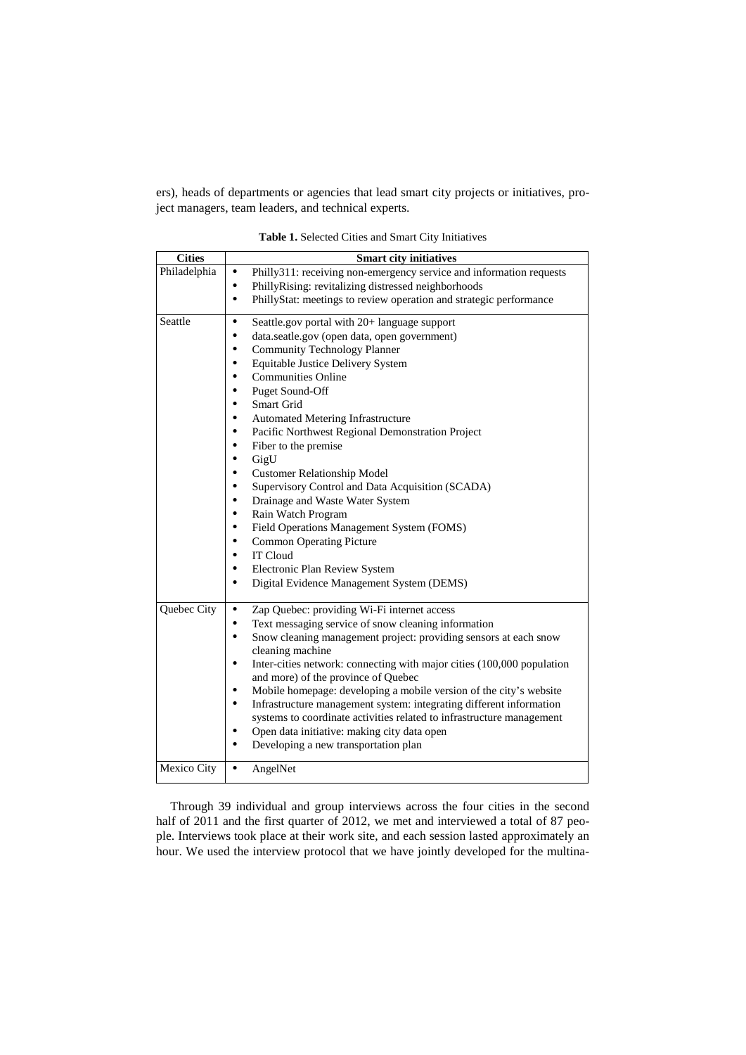ers), heads of departments or agencies that lead smart city projects or initiatives, project managers, team leaders, and technical experts.

**Table 1.** Selected Cities and Smart City Initiatives

| Cities | Smart city initiatives |
|---|---|
| Philadelphia | • Philly311: receiving non-emergency service and information requests<br>• PhillyRising: revitalizing distressed neighborhoods<br>• PhillyStat: meetings to review operation and strategic performance |
| Seattle | • Seattle.gov portal with 20+ language support<br>• data.seatle.gov (open data, open government)<br>• Community Technology Planner<br>• Equitable Justice Delivery System<br>• Communities Online<br>• Puget Sound-Off<br>• Smart Grid<br>• Automated Metering Infrastructure<br>• Pacific Northwest Regional Demonstration Project<br>• Fiber to the premise<br>• GigU<br>• Customer Relationship Model<br>• Supervisory Control and Data Acquisition (SCADA)<br>• Drainage and Waste Water System<br>• Rain Watch Program<br>• Field Operations Management System (FOMS)<br>• Common Operating Picture<br>• IT Cloud<br>• Electronic Plan Review System<br>• Digital Evidence Management System (DEMS) |
| Quebec City | • Zap Quebec: providing Wi-Fi internet access<br>• Text messaging service of snow cleaning information<br>• Snow cleaning management project: providing sensors at each snow cleaning machine<br>• Inter-cities network: connecting with major cities (100,000 population and more) of the province of Quebec<br>• Mobile homepage: developing a mobile version of the city's website<br>• Infrastructure management system: integrating different information systems to coordinate activities related to infrastructure management<br>• Open data initiative: making city data open<br>• Developing a new transportation plan |
| Mexico City | • AngelNet |

Through 39 individual and group interviews across the four cities in the second half of 2011 and the first quarter of 2012, we met and interviewed a total of 87 people. Interviews took place at their work site, and each session lasted approximately an hour. We used the interview protocol that we have jointly developed for the multina-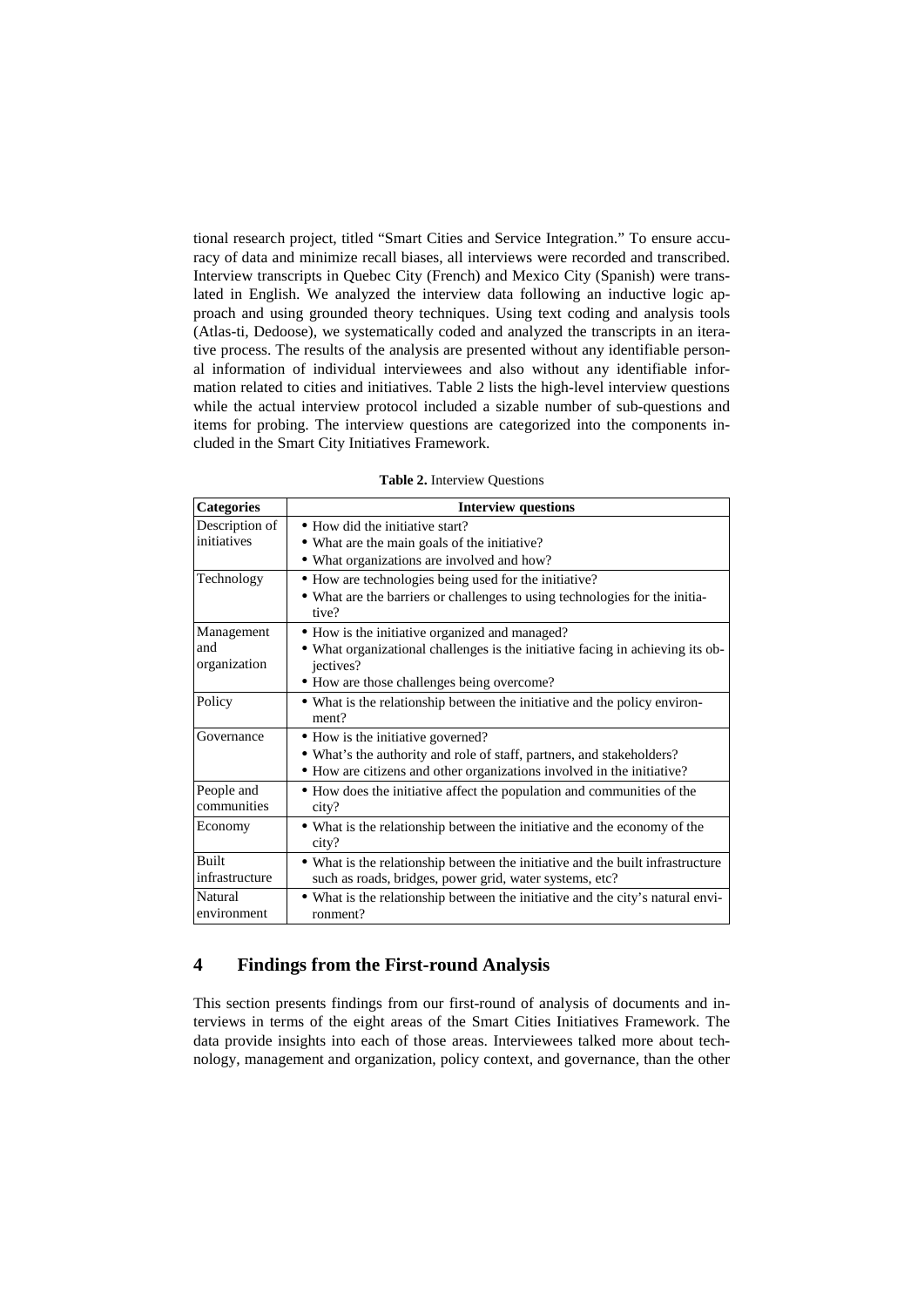tional research project, titled "Smart Cities and Service Integration." To ensure accuracy of data and minimize recall biases, all interviews were recorded and transcribed. Interview transcripts in Quebec City (French) and Mexico City (Spanish) were translated in English. We analyzed the interview data following an inductive logic approach and using grounded theory techniques. Using text coding and analysis tools (Atlas-ti, Dedoose), we systematically coded and analyzed the transcripts in an iterative process. The results of the analysis are presented without any identifiable personal information of individual interviewees and also without any identifiable information related to cities and initiatives. Table 2 lists the high-level interview questions while the actual interview protocol included a sizable number of sub-questions and items for probing. The interview questions are categorized into the components included in the Smart City Initiatives Framework.

**Table 2.** Interview Questions

| Categories | Interview questions |
|---|---|
| Description of initiatives | • How did the initiative start?<br>• What are the main goals of the initiative?<br>• What organizations are involved and how? |
| Technology | • How are technologies being used for the initiative?<br>• What are the barriers or challenges to using technologies for the initiative? |
| Management and organization | • How is the initiative organized and managed?<br>• What organizational challenges is the initiative facing in achieving its objectives?<br>• How are those challenges being overcome? |
| Policy | • What is the relationship between the initiative and the policy environment? |
| Governance | • How is the initiative governed?<br>• What's the authority and role of staff, partners, and stakeholders?<br>• How are citizens and other organizations involved in the initiative? |
| People and communities | • How does the initiative affect the population and communities of the city? |
| Economy | • What is the relationship between the initiative and the economy of the city? |
| Built infrastructure | • What is the relationship between the initiative and the built infrastructure such as roads, bridges, power grid, water systems, etc? |
| Natural environment | • What is the relationship between the initiative and the city's natural environment? |

## 4 Findings from the First-round Analysis

This section presents findings from our first-round of analysis of documents and interviews in terms of the eight areas of the Smart Cities Initiatives Framework. The data provide insights into each of those areas. Interviewees talked more about technology, management and organization, policy context, and governance, than the other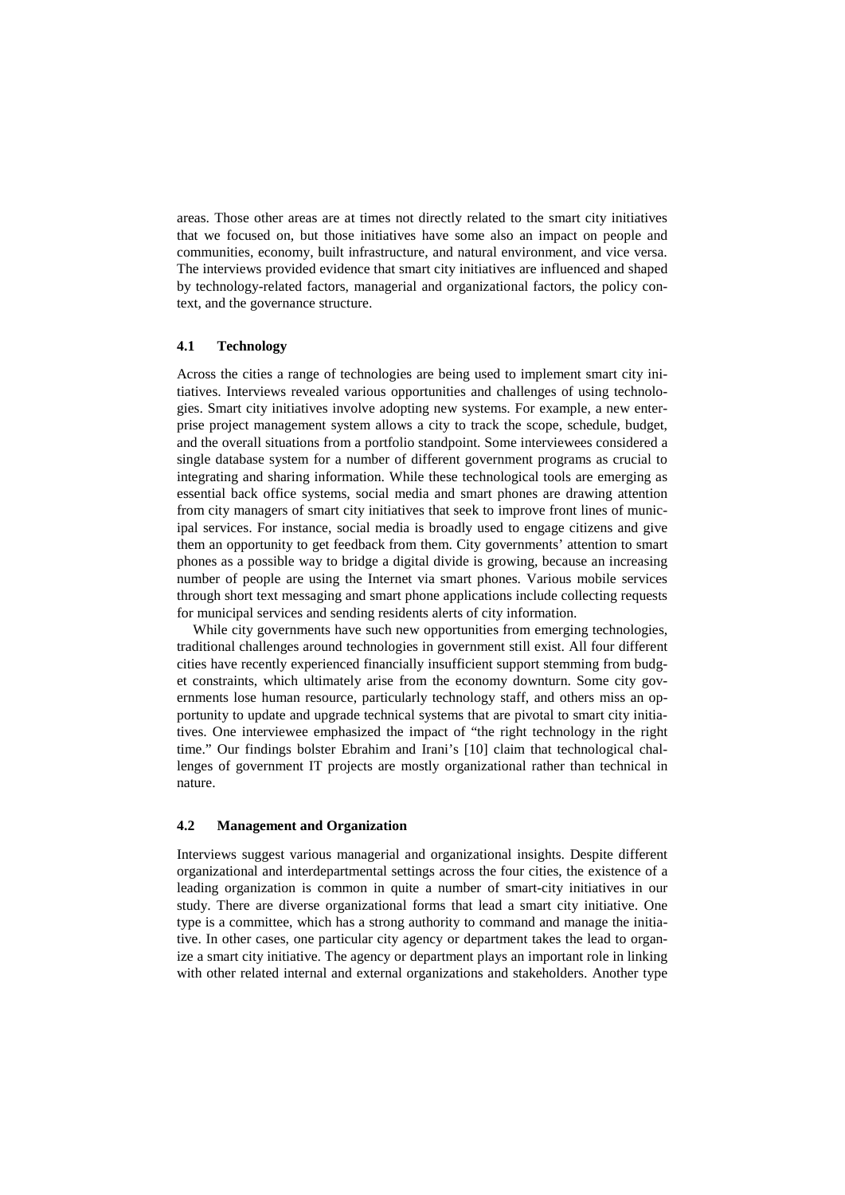areas. Those other areas are at times not directly related to the smart city initiatives that we focused on, but those initiatives have some also an impact on people and communities, economy, built infrastructure, and natural environment, and vice versa. The interviews provided evidence that smart city initiatives are influenced and shaped by technology-related factors, managerial and organizational factors, the policy context, and the governance structure.

### 4.1 Technology

Across the cities a range of technologies are being used to implement smart city initiatives. Interviews revealed various opportunities and challenges of using technologies. Smart city initiatives involve adopting new systems. For example, a new enterprise project management system allows a city to track the scope, schedule, budget, and the overall situations from a portfolio standpoint. Some interviewees considered a single database system for a number of different government programs as crucial to integrating and sharing information. While these technological tools are emerging as essential back office systems, social media and smart phones are drawing attention from city managers of smart city initiatives that seek to improve front lines of municipal services. For instance, social media is broadly used to engage citizens and give them an opportunity to get feedback from them. City governments' attention to smart phones as a possible way to bridge a digital divide is growing, because an increasing number of people are using the Internet via smart phones. Various mobile services through short text messaging and smart phone applications include collecting requests for municipal services and sending residents alerts of city information.

While city governments have such new opportunities from emerging technologies, traditional challenges around technologies in government still exist. All four different cities have recently experienced financially insufficient support stemming from budget constraints, which ultimately arise from the economy downturn. Some city governments lose human resource, particularly technology staff, and others miss an opportunity to update and upgrade technical systems that are pivotal to smart city initiatives. One interviewee emphasized the impact of "the right technology in the right time." Our findings bolster Ebrahim and Irani's [10] claim that technological challenges of government IT projects are mostly organizational rather than technical in nature.

### 4.2 Management and Organization

Interviews suggest various managerial and organizational insights. Despite different organizational and interdepartmental settings across the four cities, the existence of a leading organization is common in quite a number of smart-city initiatives in our study. There are diverse organizational forms that lead a smart city initiative. One type is a committee, which has a strong authority to command and manage the initiative. In other cases, one particular city agency or department takes the lead to organize a smart city initiative. The agency or department plays an important role in linking with other related internal and external organizations and stakeholders. Another type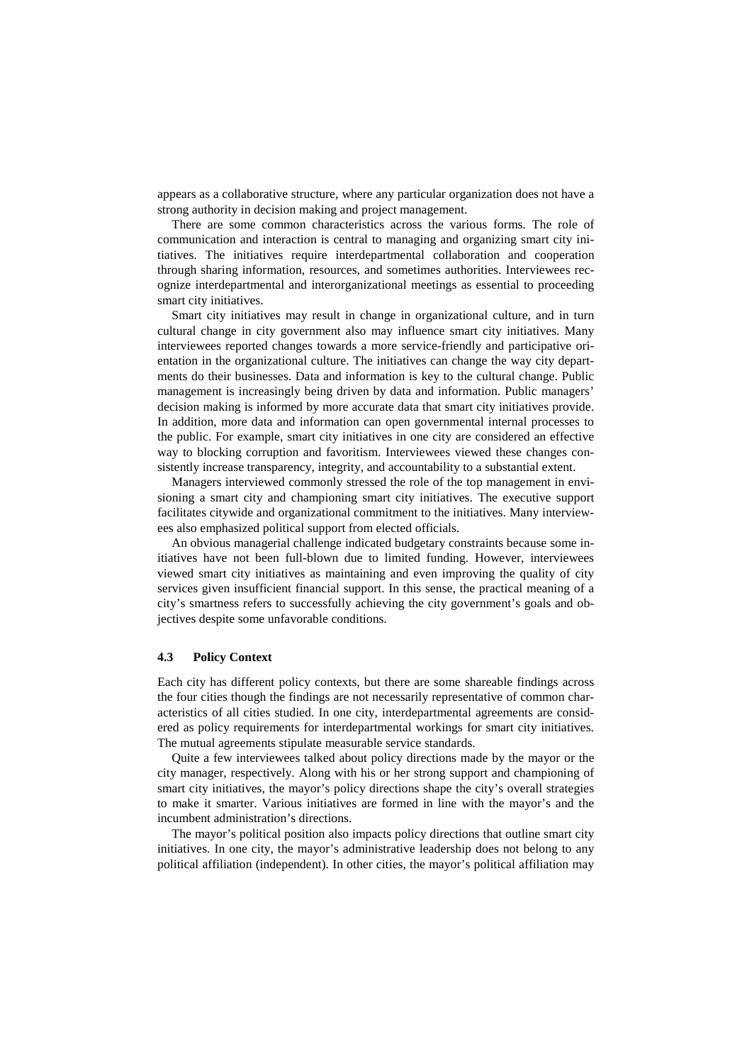appears as a collaborative structure, where any particular organization does not have a strong authority in decision making and project management.

There are some common characteristics across the various forms. The role of communication and interaction is central to managing and organizing smart city initiatives. The initiatives require interdepartmental collaboration and cooperation through sharing information, resources, and sometimes authorities. Interviewees recognize interdepartmental and interorganizational meetings as essential to proceeding smart city initiatives.

Smart city initiatives may result in change in organizational culture, and in turn cultural change in city government also may influence smart city initiatives. Many interviewees reported changes towards a more service-friendly and participative orientation in the organizational culture. The initiatives can change the way city departments do their businesses. Data and information is key to the cultural change. Public management is increasingly being driven by data and information. Public managers' decision making is informed by more accurate data that smart city initiatives provide. In addition, more data and information can open governmental internal processes to the public. For example, smart city initiatives in one city are considered an effective way to blocking corruption and favoritism. Interviewees viewed these changes consistently increase transparency, integrity, and accountability to a substantial extent.

Managers interviewed commonly stressed the role of the top management in envisioning a smart city and championing smart city initiatives. The executive support facilitates citywide and organizational commitment to the initiatives. Many interviewees also emphasized political support from elected officials.

An obvious managerial challenge indicated budgetary constraints because some initiatives have not been full-blown due to limited funding. However, interviewees viewed smart city initiatives as maintaining and even improving the quality of city services given insufficient financial support. In this sense, the practical meaning of a city's smartness refers to successfully achieving the city government's goals and objectives despite some unfavorable conditions.

### 4.3 Policy Context

Each city has different policy contexts, but there are some shareable findings across the four cities though the findings are not necessarily representative of common characteristics of all cities studied. In one city, interdepartmental agreements are considered as policy requirements for interdepartmental workings for smart city initiatives. The mutual agreements stipulate measurable service standards.

Quite a few interviewees talked about policy directions made by the mayor or the city manager, respectively. Along with his or her strong support and championing of smart city initiatives, the mayor's policy directions shape the city's overall strategies to make it smarter. Various initiatives are formed in line with the mayor's and the incumbent administration's directions.

The mayor's political position also impacts policy directions that outline smart city initiatives. In one city, the mayor's administrative leadership does not belong to any political affiliation (independent). In other cities, the mayor's political affiliation may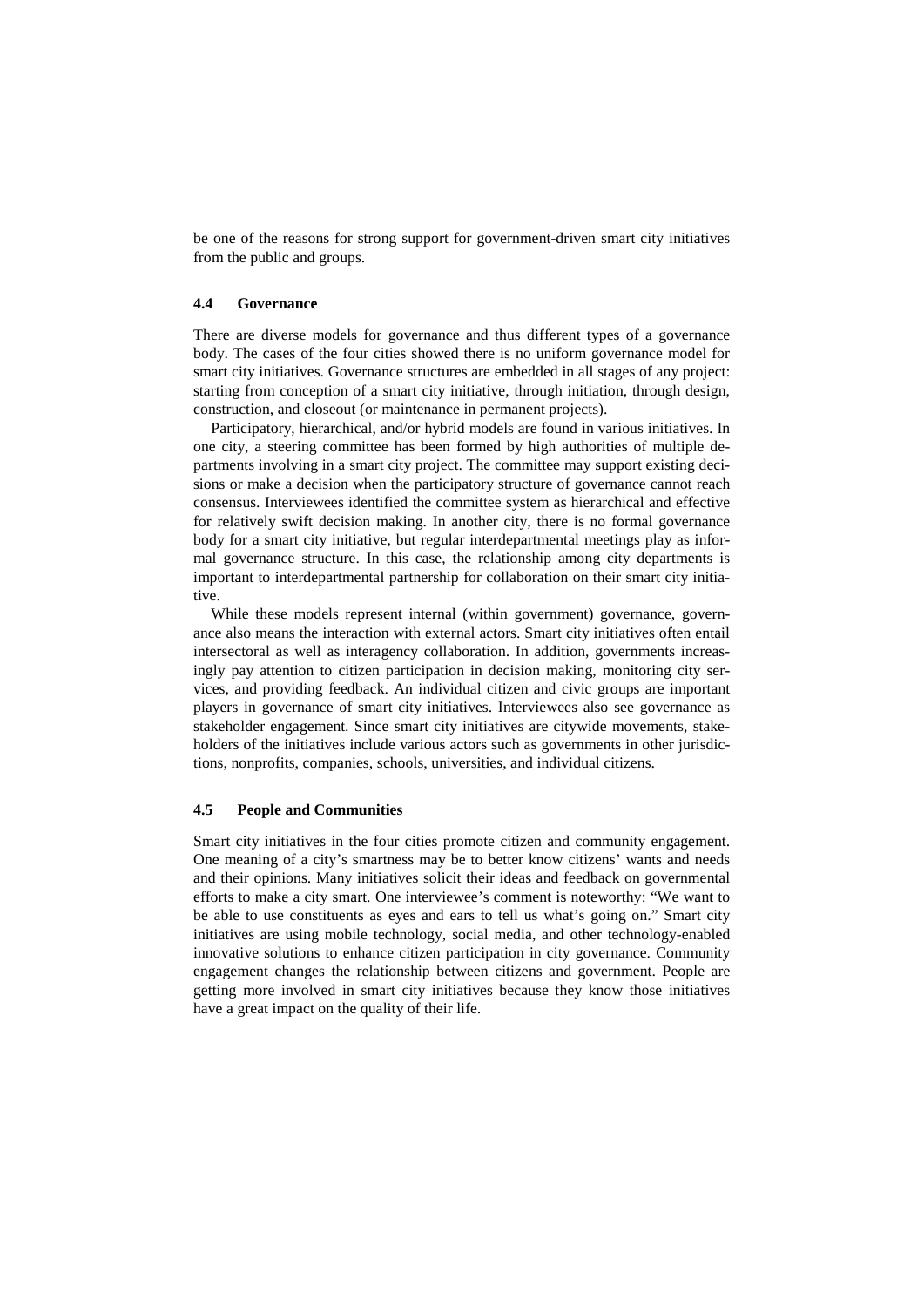be one of the reasons for strong support for government-driven smart city initiatives from the public and groups.

### 4.4 Governance

There are diverse models for governance and thus different types of a governance body. The cases of the four cities showed there is no uniform governance model for smart city initiatives. Governance structures are embedded in all stages of any project: starting from conception of a smart city initiative, through initiation, through design, construction, and closeout (or maintenance in permanent projects).

Participatory, hierarchical, and/or hybrid models are found in various initiatives. In one city, a steering committee has been formed by high authorities of multiple departments involving in a smart city project. The committee may support existing decisions or make a decision when the participatory structure of governance cannot reach consensus. Interviewees identified the committee system as hierarchical and effective for relatively swift decision making. In another city, there is no formal governance body for a smart city initiative, but regular interdepartmental meetings play as informal governance structure. In this case, the relationship among city departments is important to interdepartmental partnership for collaboration on their smart city initiative.

While these models represent internal (within government) governance, governance also means the interaction with external actors. Smart city initiatives often entail intersectoral as well as interagency collaboration. In addition, governments increasingly pay attention to citizen participation in decision making, monitoring city services, and providing feedback. An individual citizen and civic groups are important players in governance of smart city initiatives. Interviewees also see governance as stakeholder engagement. Since smart city initiatives are citywide movements, stakeholders of the initiatives include various actors such as governments in other jurisdictions, nonprofits, companies, schools, universities, and individual citizens.

### 4.5 People and Communities

Smart city initiatives in the four cities promote citizen and community engagement. One meaning of a city's smartness may be to better know citizens' wants and needs and their opinions. Many initiatives solicit their ideas and feedback on governmental efforts to make a city smart. One interviewee's comment is noteworthy: "We want to be able to use constituents as eyes and ears to tell us what's going on." Smart city initiatives are using mobile technology, social media, and other technology-enabled innovative solutions to enhance citizen participation in city governance. Community engagement changes the relationship between citizens and government. People are getting more involved in smart city initiatives because they know those initiatives have a great impact on the quality of their life.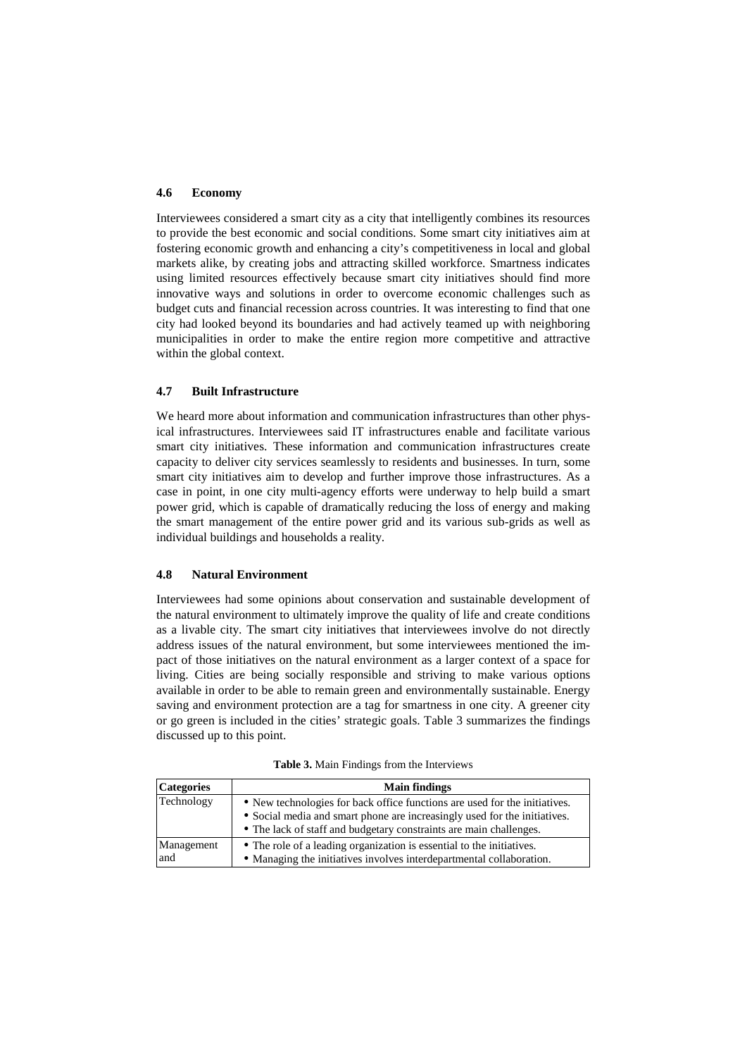### 4.6 Economy

Interviewees considered a smart city as a city that intelligently combines its resources to provide the best economic and social conditions. Some smart city initiatives aim at fostering economic growth and enhancing a city's competitiveness in local and global markets alike, by creating jobs and attracting skilled workforce. Smartness indicates using limited resources effectively because smart city initiatives should find more innovative ways and solutions in order to overcome economic challenges such as budget cuts and financial recession across countries. It was interesting to find that one city had looked beyond its boundaries and had actively teamed up with neighboring municipalities in order to make the entire region more competitive and attractive within the global context.

### 4.7 Built Infrastructure

We heard more about information and communication infrastructures than other physical infrastructures. Interviewees said IT infrastructures enable and facilitate various smart city initiatives. These information and communication infrastructures create capacity to deliver city services seamlessly to residents and businesses. In turn, some smart city initiatives aim to develop and further improve those infrastructures. As a case in point, in one city multi-agency efforts were underway to help build a smart power grid, which is capable of dramatically reducing the loss of energy and making the smart management of the entire power grid and its various sub-grids as well as individual buildings and households a reality.

### 4.8 Natural Environment

Interviewees had some opinions about conservation and sustainable development of the natural environment to ultimately improve the quality of life and create conditions as a livable city. The smart city initiatives that interviewees involve do not directly address issues of the natural environment, but some interviewees mentioned the impact of those initiatives on the natural environment as a larger context of a space for living. Cities are being socially responsible and striving to make various options available in order to be able to remain green and environmentally sustainable. Energy saving and environment protection are a tag for smartness in one city. A greener city or go green is included in the cities' strategic goals. Table 3 summarizes the findings discussed up to this point.

**Table 3.** Main Findings from the Interviews

| Categories | Main findings |
|---|---|
| Technology | • New technologies for back office functions are used for the initiatives.<br>• Social media and smart phone are increasingly used for the initiatives.<br>• The lack of staff and budgetary constraints are main challenges. |
| Management and | • The role of a leading organization is essential to the initiatives.<br>• Managing the initiatives involves interdepartmental collaboration. |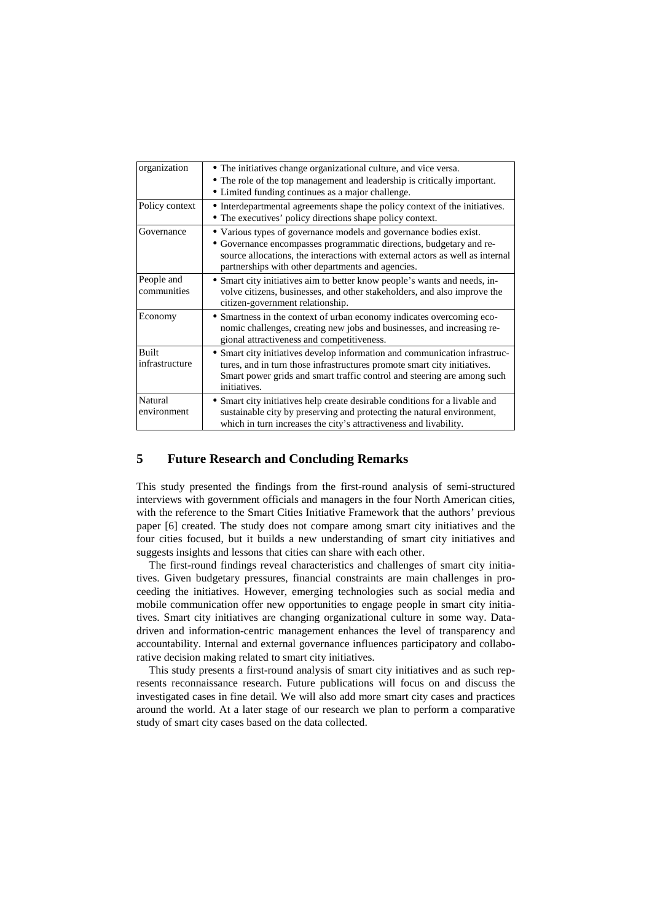| organization | • The initiatives change organizational culture, and vice versa.<br>• The role of the top management and leadership is critically important.<br>• Limited funding continues as a major challenge. |
|---|---|
| Policy context | • Interdepartmental agreements shape the policy context of the initiatives.<br>• The executives' policy directions shape policy context. |
| Governance | • Various types of governance models and governance bodies exist.<br>• Governance encompasses programmatic directions, budgetary and resource allocations, the interactions with external actors as well as internal partnerships with other departments and agencies. |
| People and communities | • Smart city initiatives aim to better know people's wants and needs, involve citizens, businesses, and other stakeholders, and also improve the citizen-government relationship. |
| Economy | • Smartness in the context of urban economy indicates overcoming economic challenges, creating new jobs and businesses, and increasing regional attractiveness and competitiveness. |
| Built infrastructure | • Smart city initiatives develop information and communication infrastructures, and in turn those infrastructures promote smart city initiatives. Smart power grids and smart traffic control and steering are among such initiatives. |
| Natural environment | • Smart city initiatives help create desirable conditions for a livable and sustainable city by preserving and protecting the natural environment, which in turn increases the city's attractiveness and livability. |

## 5 Future Research and Concluding Remarks

This study presented the findings from the first-round analysis of semi-structured interviews with government officials and managers in the four North American cities, with the reference to the Smart Cities Initiative Framework that the authors' previous paper [6] created. The study does not compare among smart city initiatives and the four cities focused, but it builds a new understanding of smart city initiatives and suggests insights and lessons that cities can share with each other.

The first-round findings reveal characteristics and challenges of smart city initiatives. Given budgetary pressures, financial constraints are main challenges in proceeding the initiatives. However, emerging technologies such as social media and mobile communication offer new opportunities to engage people in smart city initiatives. Smart city initiatives are changing organizational culture in some way. Data-driven and information-centric management enhances the level of transparency and accountability. Internal and external governance influences participatory and collaborative decision making related to smart city initiatives.

This study presents a first-round analysis of smart city initiatives and as such represents reconnaissance research. Future publications will focus on and discuss the investigated cases in fine detail. We will also add more smart city cases and practices around the world. At a later stage of our research we plan to perform a comparative study of smart city cases based on the data collected.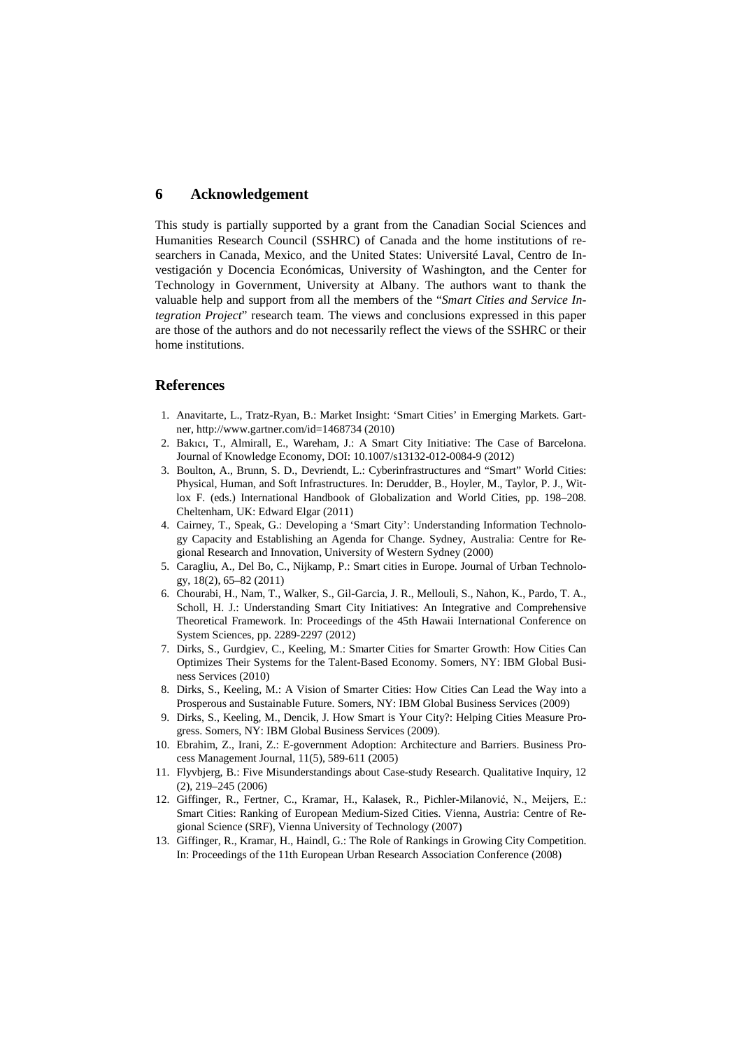## 6 Acknowledgement

This study is partially supported by a grant from the Canadian Social Sciences and Humanities Research Council (SSHRC) of Canada and the home institutions of researchers in Canada, Mexico, and the United States: Université Laval, Centro de Investigación y Docencia Económicas, University of Washington, and the Center for Technology in Government, University at Albany. The authors want to thank the valuable help and support from all the members of the "*Smart Cities and Service Integration Project*" research team. The views and conclusions expressed in this paper are those of the authors and do not necessarily reflect the views of the SSHRC or their home institutions.

## References

1. Anavitarte, L., Tratz-Ryan, B.: Market Insight: 'Smart Cities' in Emerging Markets. Gartner, http://www.gartner.com/id=1468734 (2010)
2. Bakıcı, T., Almirall, E., Wareham, J.: A Smart City Initiative: The Case of Barcelona. Journal of Knowledge Economy, DOI: 10.1007/s13132-012-0084-9 (2012)
3. Boulton, A., Brunn, S. D., Devriendt, L.: Cyberinfrastructures and "Smart" World Cities: Physical, Human, and Soft Infrastructures. In: Derudder, B., Hoyler, M., Taylor, P. J., Witlox F. (eds.) International Handbook of Globalization and World Cities, pp. 198–208. Cheltenham, UK: Edward Elgar (2011)
4. Cairney, T., Speak, G.: Developing a 'Smart City': Understanding Information Technology Capacity and Establishing an Agenda for Change. Sydney, Australia: Centre for Regional Research and Innovation, University of Western Sydney (2000)
5. Caragliu, A., Del Bo, C., Nijkamp, P.: Smart cities in Europe. Journal of Urban Technology, 18(2), 65–82 (2011)
6. Chourabi, H., Nam, T., Walker, S., Gil-Garcia, J. R., Mellouli, S., Nahon, K., Pardo, T. A., Scholl, H. J.: Understanding Smart City Initiatives: An Integrative and Comprehensive Theoretical Framework. In: Proceedings of the 45th Hawaii International Conference on System Sciences, pp. 2289-2297 (2012)
7. Dirks, S., Gurdgiev, C., Keeling, M.: Smarter Cities for Smarter Growth: How Cities Can Optimizes Their Systems for the Talent-Based Economy. Somers, NY: IBM Global Business Services (2010)
8. Dirks, S., Keeling, M.: A Vision of Smarter Cities: How Cities Can Lead the Way into a Prosperous and Sustainable Future. Somers, NY: IBM Global Business Services (2009)
9. Dirks, S., Keeling, M., Dencik, J. How Smart is Your City?: Helping Cities Measure Progress. Somers, NY: IBM Global Business Services (2009).
10. Ebrahim, Z., Irani, Z.: E-government Adoption: Architecture and Barriers. Business Process Management Journal, 11(5), 589-611 (2005)
11. Flyvbjerg, B.: Five Misunderstandings about Case-study Research. Qualitative Inquiry, 12 (2), 219–245 (2006)
12. Giffinger, R., Fertner, C., Kramar, H., Kalasek, R., Pichler-Milanović, N., Meijers, E.: Smart Cities: Ranking of European Medium-Sized Cities. Vienna, Austria: Centre of Regional Science (SRF), Vienna University of Technology (2007)
13. Giffinger, R., Kramar, H., Haindl, G.: The Role of Rankings in Growing City Competition. In: Proceedings of the 11th European Urban Research Association Conference (2008)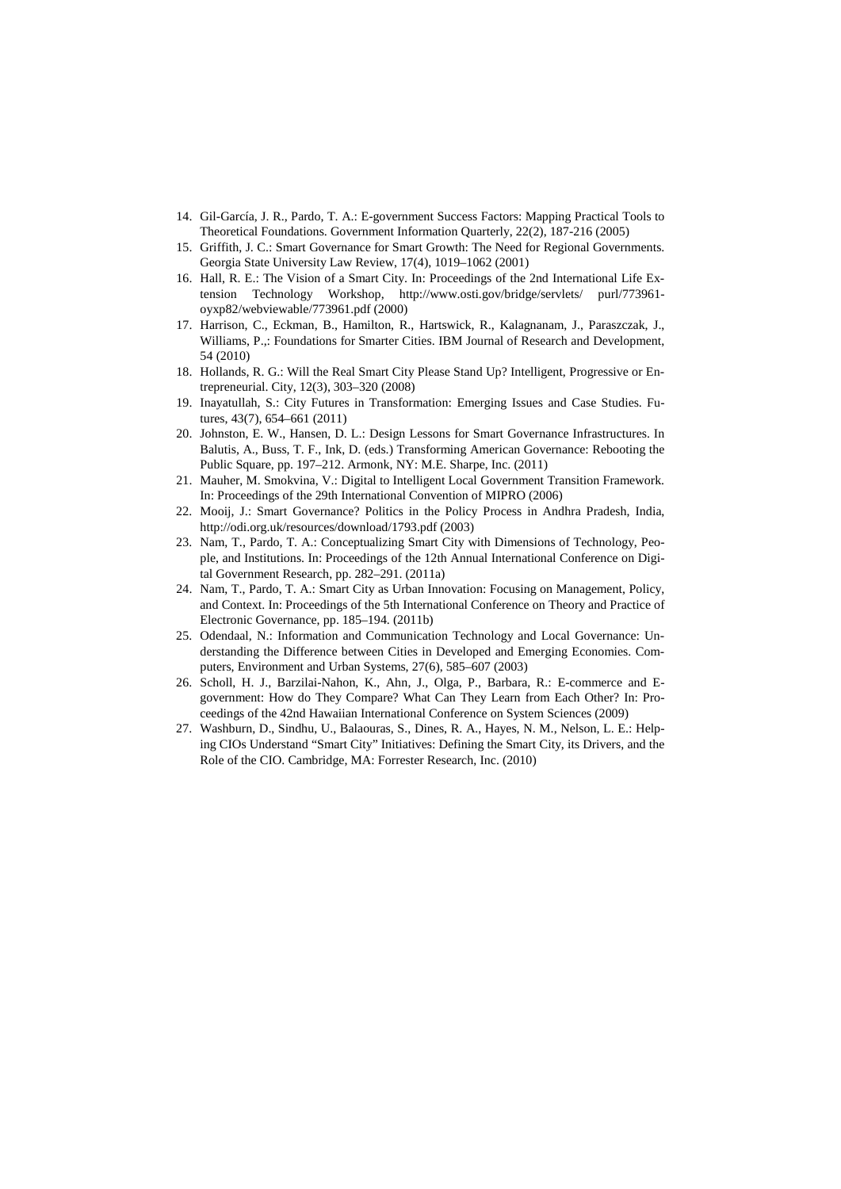14. Gil-García, J. R., Pardo, T. A.: E-government Success Factors: Mapping Practical Tools to Theoretical Foundations. Government Information Quarterly, 22(2), 187-216 (2005)
15. Griffith, J. C.: Smart Governance for Smart Growth: The Need for Regional Governments. Georgia State University Law Review, 17(4), 1019–1062 (2001)
16. Hall, R. E.: The Vision of a Smart City. In: Proceedings of the 2nd International Life Extension Technology Workshop, http://www.osti.gov/bridge/servlets/ purl/773961-oyxp82/webviewable/773961.pdf (2000)
17. Harrison, C., Eckman, B., Hamilton, R., Hartswick, R., Kalagnanam, J., Paraszczak, J., Williams, P.,: Foundations for Smarter Cities. IBM Journal of Research and Development, 54 (2010)
18. Hollands, R. G.: Will the Real Smart City Please Stand Up? Intelligent, Progressive or Entrepreneurial. City, 12(3), 303–320 (2008)
19. Inayatullah, S.: City Futures in Transformation: Emerging Issues and Case Studies. Futures, 43(7), 654–661 (2011)
20. Johnston, E. W., Hansen, D. L.: Design Lessons for Smart Governance Infrastructures. In Balutis, A., Buss, T. F., Ink, D. (eds.) Transforming American Governance: Rebooting the Public Square, pp. 197–212. Armonk, NY: M.E. Sharpe, Inc. (2011)
21. Mauher, M. Smokvina, V.: Digital to Intelligent Local Government Transition Framework. In: Proceedings of the 29th International Convention of MIPRO (2006)
22. Mooij, J.: Smart Governance? Politics in the Policy Process in Andhra Pradesh, India, http://odi.org.uk/resources/download/1793.pdf (2003)
23. Nam, T., Pardo, T. A.: Conceptualizing Smart City with Dimensions of Technology, People, and Institutions. In: Proceedings of the 12th Annual International Conference on Digital Government Research, pp. 282–291. (2011a)
24. Nam, T., Pardo, T. A.: Smart City as Urban Innovation: Focusing on Management, Policy, and Context. In: Proceedings of the 5th International Conference on Theory and Practice of Electronic Governance, pp. 185–194. (2011b)
25. Odendaal, N.: Information and Communication Technology and Local Governance: Understanding the Difference between Cities in Developed and Emerging Economies. Computers, Environment and Urban Systems, 27(6), 585–607 (2003)
26. Scholl, H. J., Barzilai-Nahon, K., Ahn, J., Olga, P., Barbara, R.: E-commerce and E-government: How do They Compare? What Can They Learn from Each Other? In: Proceedings of the 42nd Hawaiian International Conference on System Sciences (2009)
27. Washburn, D., Sindhu, U., Balaouras, S., Dines, R. A., Hayes, N. M., Nelson, L. E.: Helping CIOs Understand "Smart City" Initiatives: Defining the Smart City, its Drivers, and the Role of the CIO. Cambridge, MA: Forrester Research, Inc. (2010)